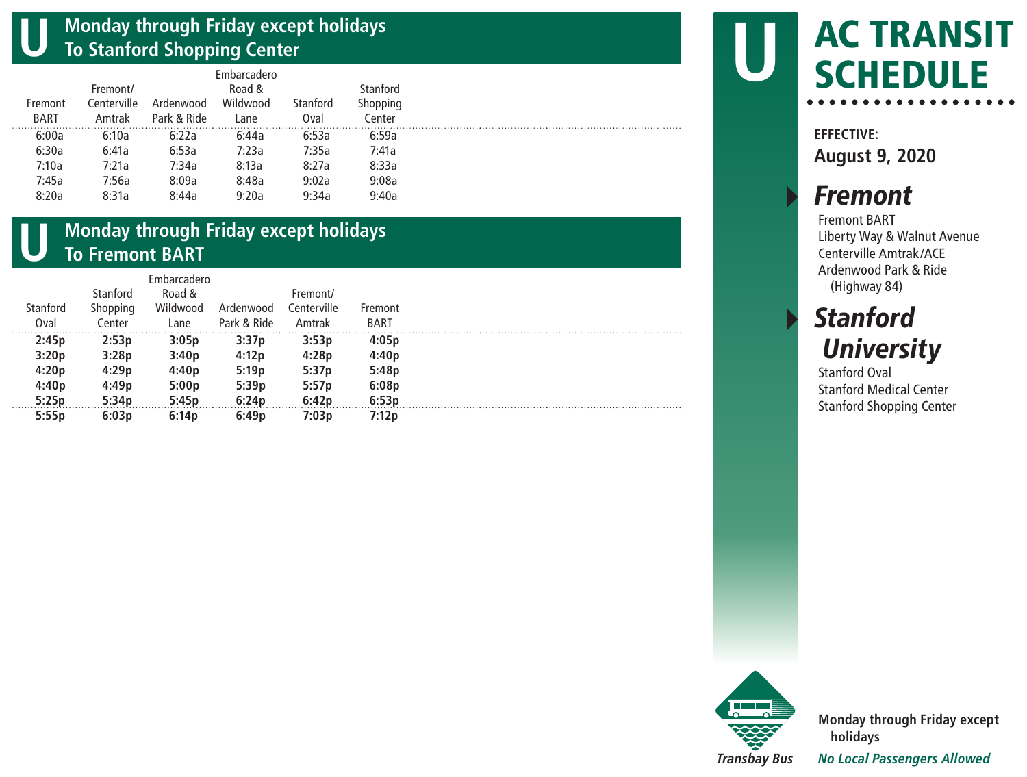# U AC TRANSIT SCHEDULE

**EFFECTIVE:**
**August 9, 2020**

## Fremont

Fremont BART
Liberty Way & Walnut Avenue
Centerville Amtrak/ACE
Ardenwood Park & Ride (Highway 84)

## Stanford University

Stanford Oval
Stanford Medical Center
Stanford Shopping Center

Transbay Bus

**Monday through Friday except holidays**

***No Local Passengers Allowed***

## U Monday through Friday except holidays To Stanford Shopping Center

| Fremont BART | Fremont/ Centerville Amtrak | Ardenwood Park & Ride | Embarcadero Road & Wildwood Lane | Stanford Oval | Stanford Shopping Center |
|---|---|---|---|---|---|
| 6:00a | 6:10a | 6:22a | 6:44a | 6:53a | 6:59a |
| 6:30a | 6:41a | 6:53a | 7:23a | 7:35a | 7:41a |
| 7:10a | 7:21a | 7:34a | 8:13a | 8:27a | 8:33a |
| 7:45a | 7:56a | 8:09a | 8:48a | 9:02a | 9:08a |
| 8:20a | 8:31a | 8:44a | 9:20a | 9:34a | 9:40a |

## U Monday through Friday except holidays To Fremont BART

| Stanford Oval | Stanford Shopping Center | Embarcadero Road & Wildwood Lane | Ardenwood Park & Ride | Fremont/ Centerville Amtrak | Fremont BART |
|---|---|---|---|---|---|
| **2:45p** | **2:53p** | **3:05p** | **3:37p** | **3:53p** | **4:05p** |
| **3:20p** | **3:28p** | **3:40p** | **4:12p** | **4:28p** | **4:40p** |
| **4:20p** | **4:29p** | **4:40p** | **5:19p** | **5:37p** | **5:48p** |
| **4:40p** | **4:49p** | **5:00p** | **5:39p** | **5:57p** | **6:08p** |
| **5:25p** | **5:34p** | **5:45p** | **6:24p** | **6:42p** | **6:53p** |
| **5:55p** | **6:03p** | **6:14p** | **6:49p** | **7:03p** | **7:12p** |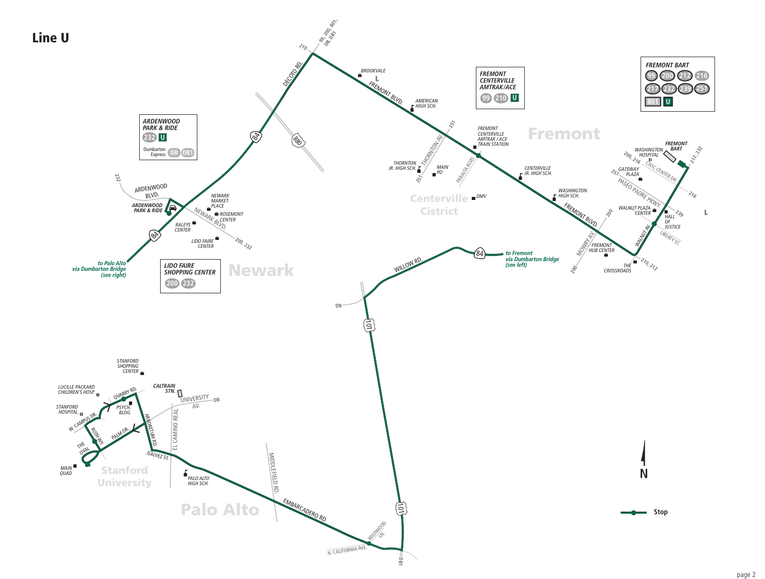# Line U

ARDENWOOD PARK & RIDE
232 U
Dumbarton Express DB DB1

LIDO FAIRE SHOPPING CENTER
200 232

FREMONT CENTERVILLE AMTRAK/ACE
99 210 U

FREMONT BART
99 200 212 216
217 232 239 251
801 U

Fremont

Centerville Cistrict

Newark

Stanford University

Palo Alto

210

99, 200, 801, DB, DB1

DECOTO RD.

BROOKVALE

FREMONT BLVD.

AMERICAN HIGH SCH.

251

THORNTON AV.

THORNTON JR. HIGH SCH.

MAIN PO

PERALTA BLVD.

FREMONT CENTERVILLE AMTRAK / ACE TRAIN STATION

CENTERVILLE JR. HIGH SCH.

DMV

WASHINGTON HIGH SCH.

FREMONT BLVD.

200

MOWRY AV.

FREMONT HUB CENTER

THE CROSSROADS

210, 212

WALNUT AV.

WALNUT PLAZA CENTER

HALL OF JUSTICE

LIBERTY ST.

239

PASEO PADRE PKWY.

216

GATEWAY PLAZA

CIVIC CENTER DR.

WASHINGTON HOSPITAL

200, 216

FREMONT BART

217, 232

880

84

232

ARDENWOOD BLVD.

ARDENWOOD PARK & RIDE

NEWARK MARKETPLACE

ROSEMONT CENTER

NEWARK BLVD.

RALEYS CENTER

LIDO FAIRE CENTER

200, 232

to Palo Alto via Dumbarton Bridge (see right)

WILLOW RD.

to Fremont via Dumbarton Bridge (see left)

DB

101

STANFORD SHOPPING CENTER

LUCILLE PACKARD CHILDREN'S HOSP.

QUARRY RD.

CALTRAIN STN.

UNIVERSITY AV.

DB

STANFORD HOSPITAL

PSYCH. BLDG.

W. CAMPUS DR.

ROTH WY.

PALM DR.

ARBORETUM RD.

EL CAMINO REAL

THE OVAL

MAIN QUAD

GALVEZ ST.

PALO ALTO HIGH SCH.

MIDDLEFIELD RD.

EMBARCADERO RD.

WILDWOOD LN.

N. CALIFORNIA AVE.

DB1

N

Stop